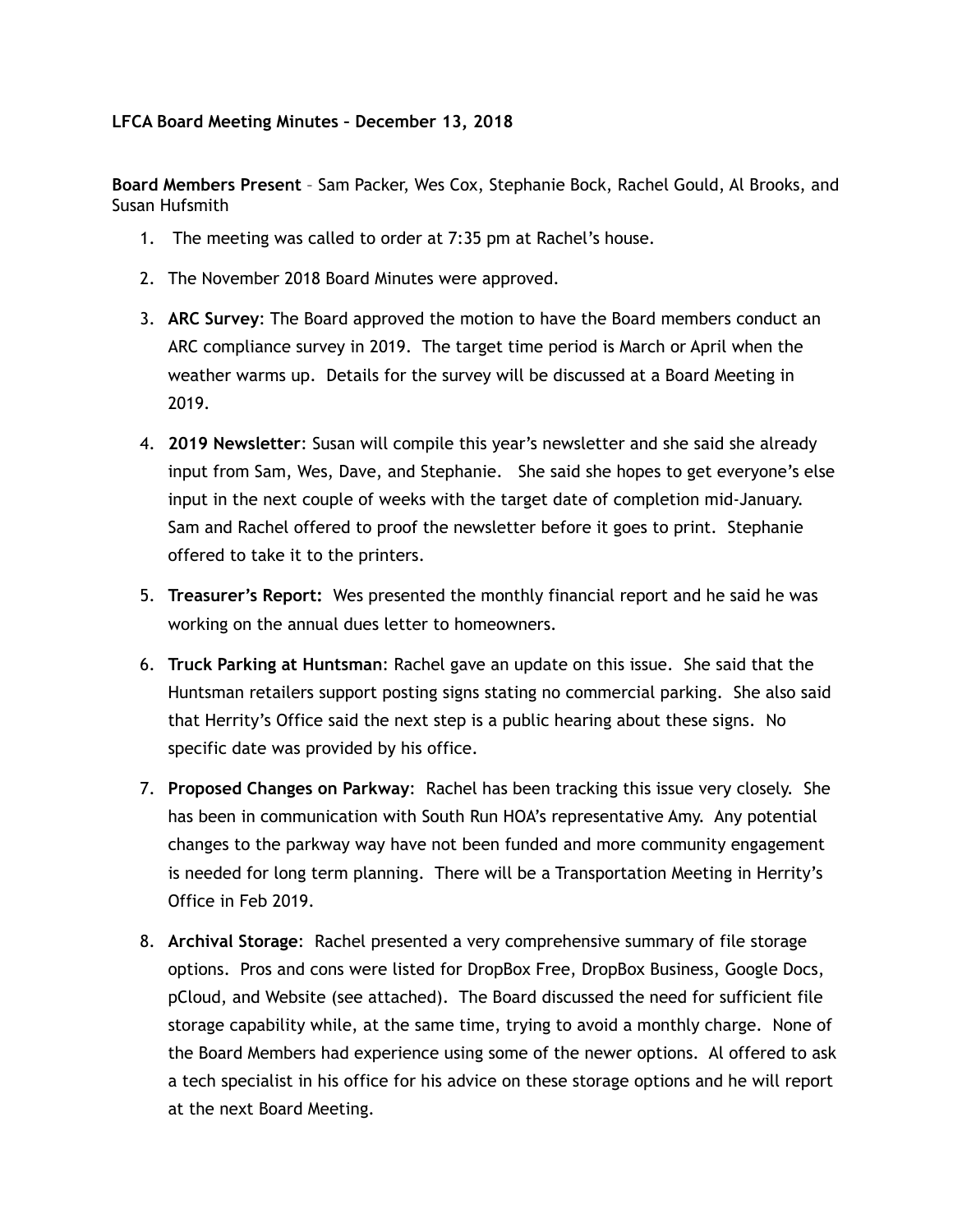**LFCA Board Meeting Minutes – December 13, 2018**

**Board Members Present** – Sam Packer, Wes Cox, Stephanie Bock, Rachel Gould, Al Brooks, and Susan Hufsmith

1. The meeting was called to order at 7:35 pm at Rachel's house.
2. The November 2018 Board Minutes were approved.
3. **ARC Survey**: The Board approved the motion to have the Board members conduct an ARC compliance survey in 2019. The target time period is March or April when the weather warms up. Details for the survey will be discussed at a Board Meeting in 2019.
4. **2019 Newsletter**: Susan will compile this year's newsletter and she said she already input from Sam, Wes, Dave, and Stephanie. She said she hopes to get everyone's else input in the next couple of weeks with the target date of completion mid-January. Sam and Rachel offered to proof the newsletter before it goes to print. Stephanie offered to take it to the printers.
5. **Treasurer's Report:** Wes presented the monthly financial report and he said he was working on the annual dues letter to homeowners.
6. **Truck Parking at Huntsman**: Rachel gave an update on this issue. She said that the Huntsman retailers support posting signs stating no commercial parking. She also said that Herrity's Office said the next step is a public hearing about these signs. No specific date was provided by his office.
7. **Proposed Changes on Parkway**: Rachel has been tracking this issue very closely. She has been in communication with South Run HOA's representative Amy. Any potential changes to the parkway way have not been funded and more community engagement is needed for long term planning. There will be a Transportation Meeting in Herrity's Office in Feb 2019.
8. **Archival Storage**: Rachel presented a very comprehensive summary of file storage options. Pros and cons were listed for DropBox Free, DropBox Business, Google Docs, pCloud, and Website (see attached). The Board discussed the need for sufficient file storage capability while, at the same time, trying to avoid a monthly charge. None of the Board Members had experience using some of the newer options. Al offered to ask a tech specialist in his office for his advice on these storage options and he will report at the next Board Meeting.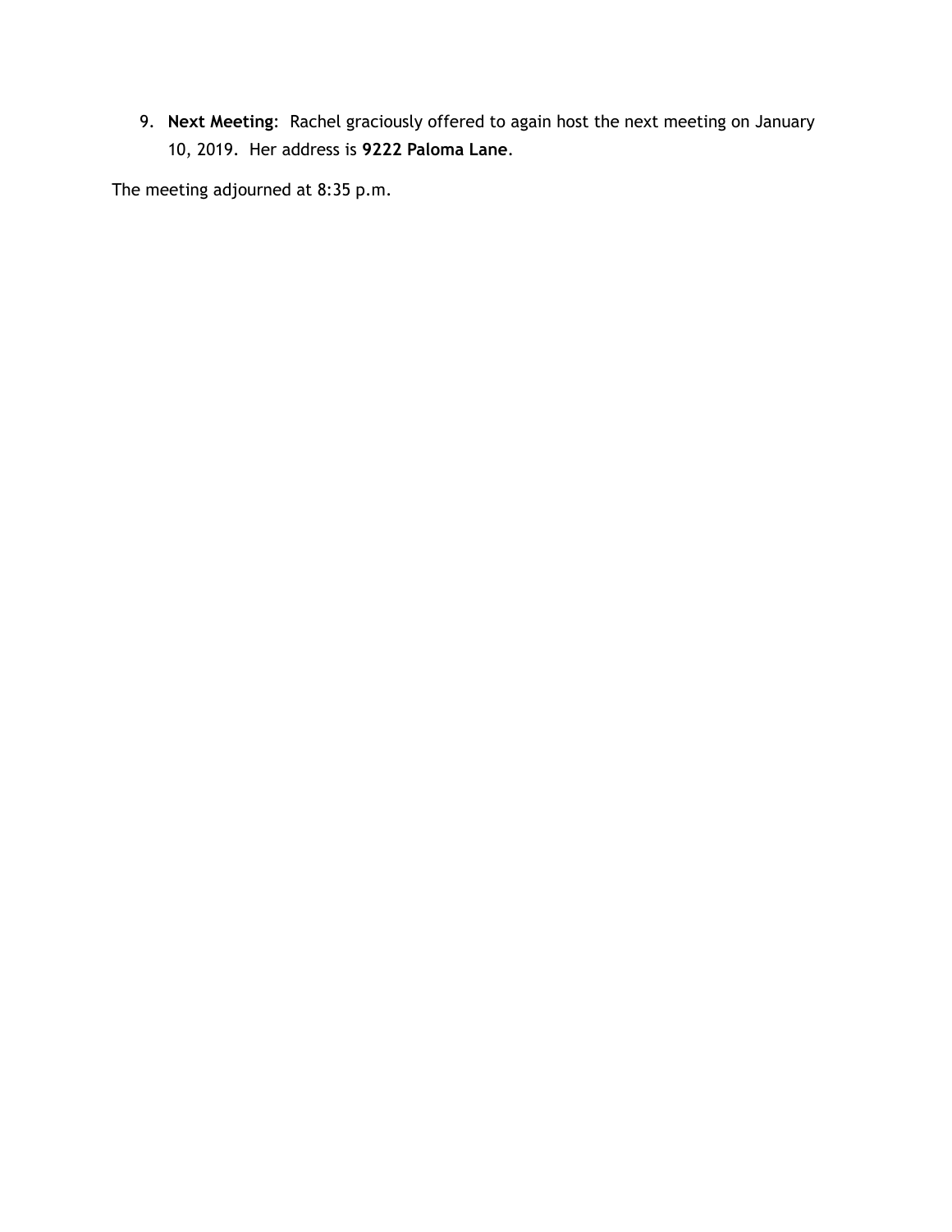9. **Next Meeting**: Rachel graciously offered to again host the next meeting on January 10, 2019. Her address is **9222 Paloma Lane**.

The meeting adjourned at 8:35 p.m.